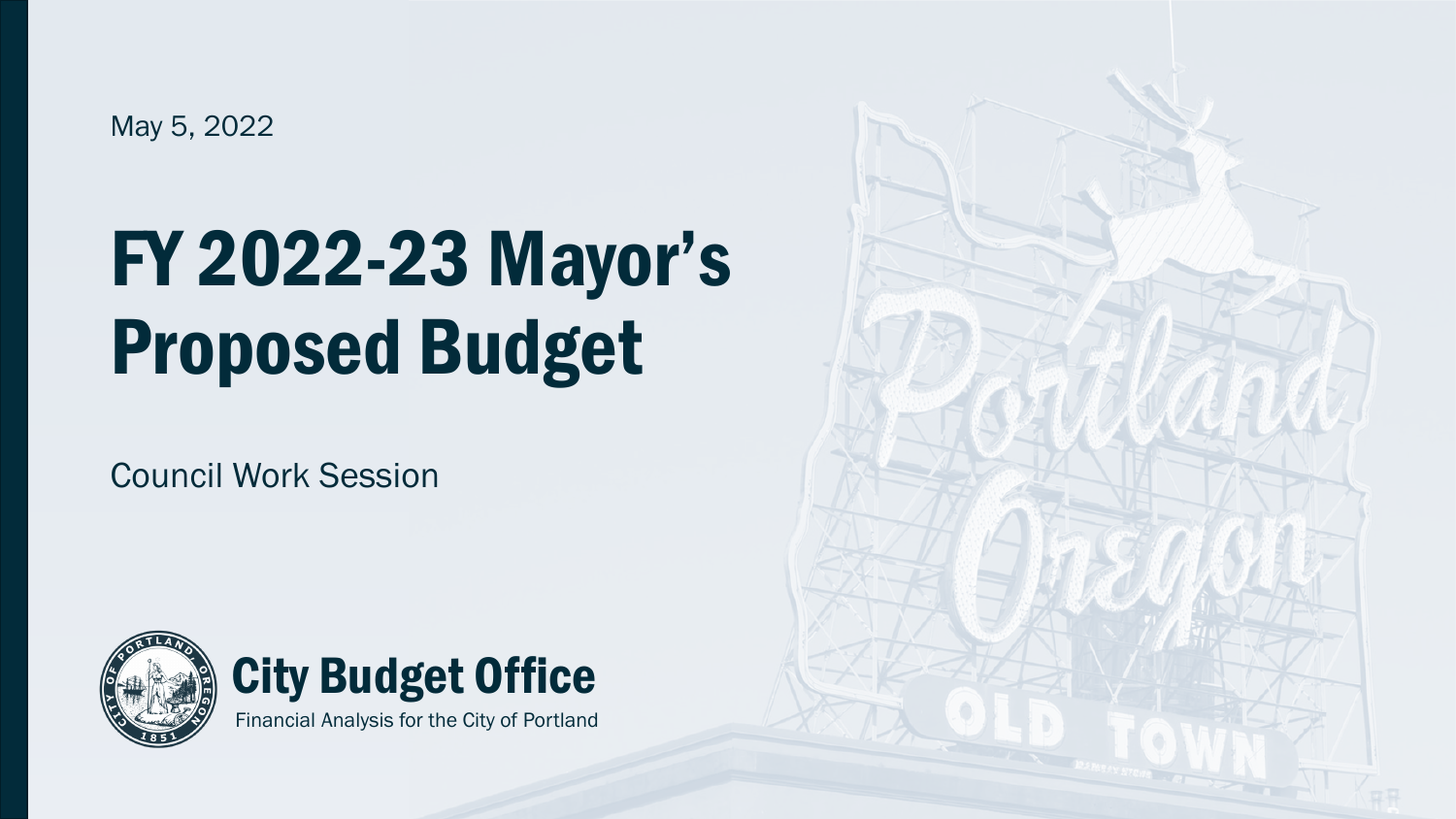May 5, 2022

# FY 2022-23 Mayor's Proposed Budget

Council Work Session

**City Budget Office**

Financial Analysis for the City of Portland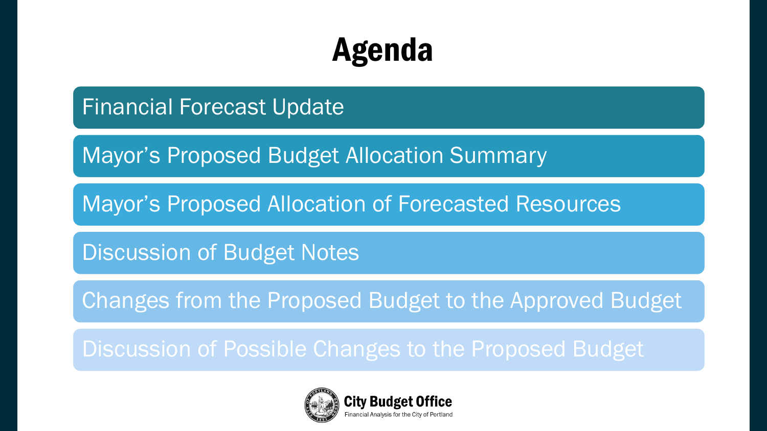# Agenda

- Financial Forecast Update
- Mayor’s Proposed Budget Allocation Summary
- Mayor’s Proposed Allocation of Forecasted Resources
- Discussion of Budget Notes
- Changes from the Proposed Budget to the Approved Budget
- Discussion of Possible Changes to the Proposed Budget

City Budget Office
Financial Analysis for the City of Portland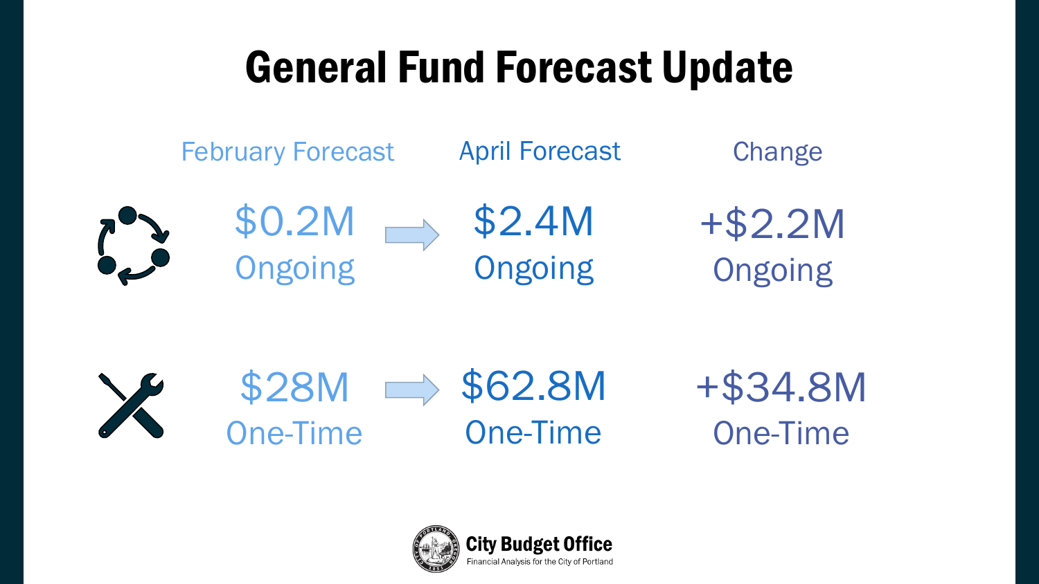# General Fund Forecast Update

| | February Forecast | April Forecast | Change |
|---|---|---|---|
| Ongoing | $0.2M Ongoing | $2.4M Ongoing | +$2.2M Ongoing |
| One-Time | $28M One-Time | $62.8M One-Time | +$34.8M One-Time |

City Budget Office
Financial Analysis for the City of Portland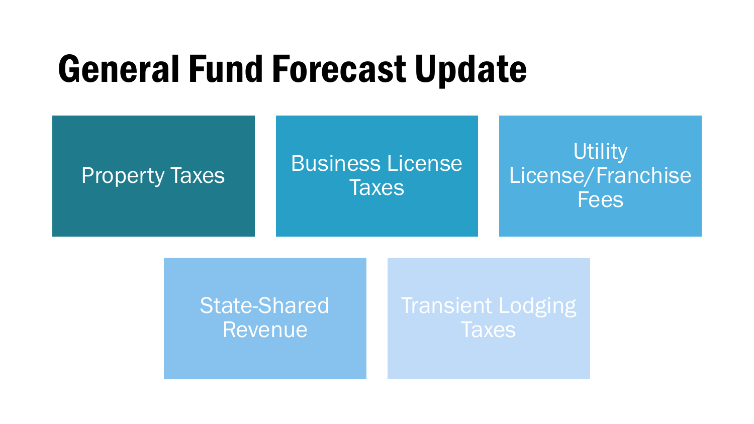# General Fund Forecast Update

- Property Taxes
- Business License Taxes
- Utility License/Franchise Fees
- State-Shared Revenue
- Transient Lodging Taxes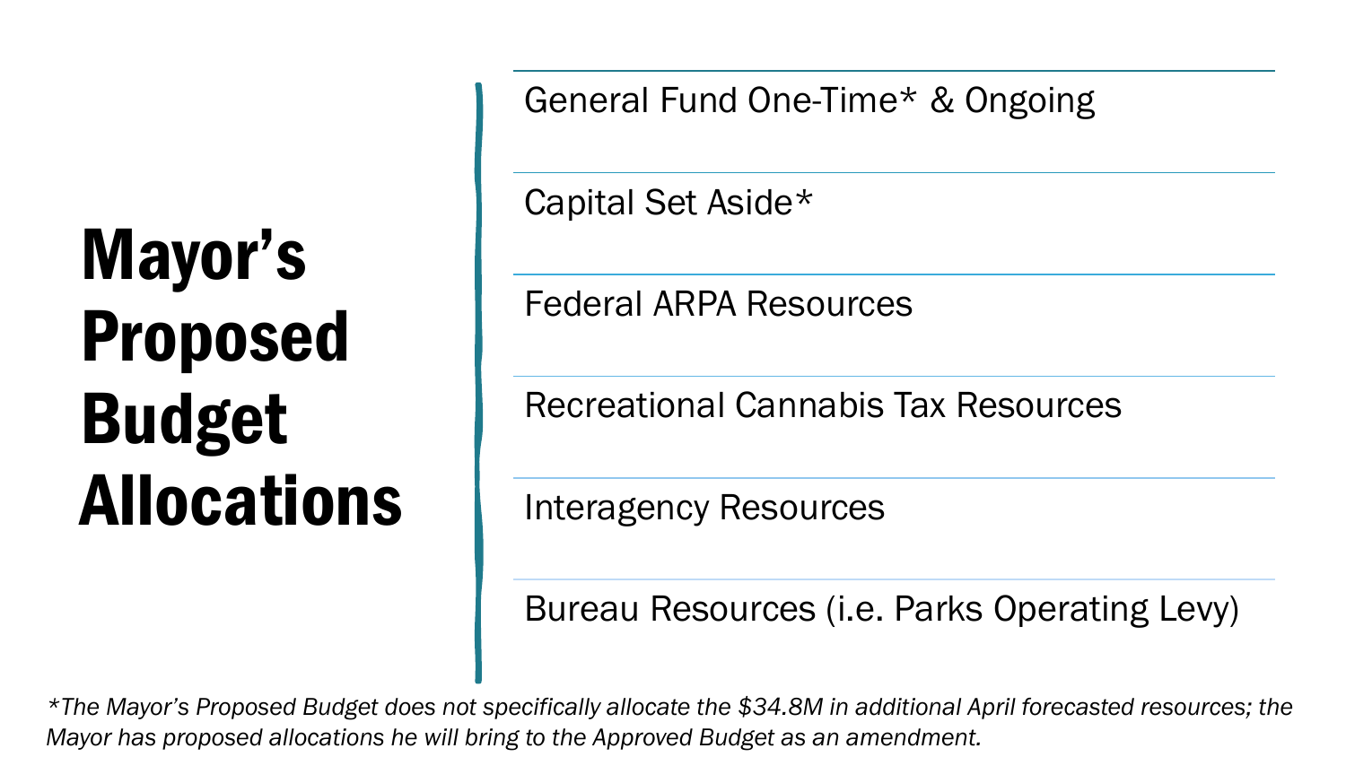# Mayor's Proposed Budget Allocations

- General Fund One-Time* & Ongoing
- Capital Set Aside*
- Federal ARPA Resources
- Recreational Cannabis Tax Resources
- Interagency Resources
- Bureau Resources (i.e. Parks Operating Levy)

*\*The Mayor's Proposed Budget does not specifically allocate the $34.8M in additional April forecasted resources; the Mayor has proposed allocations he will bring to the Approved Budget as an amendment.*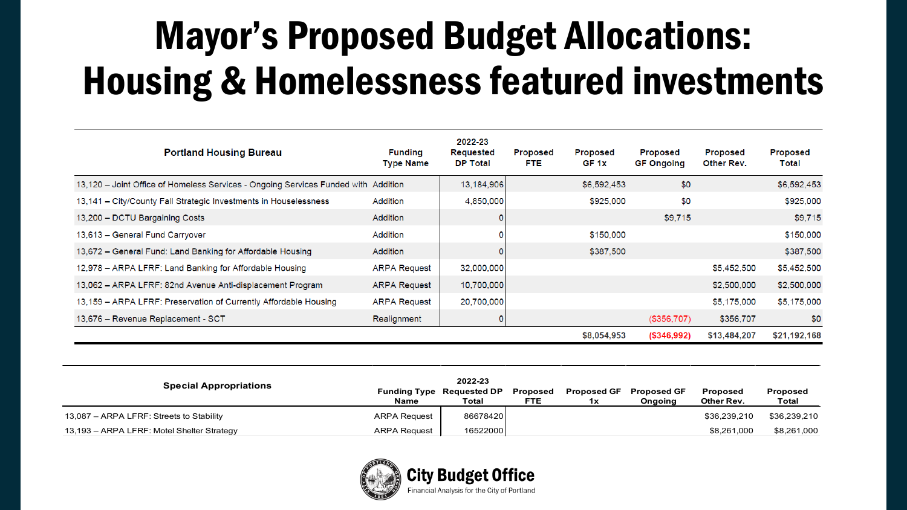# Mayor's Proposed Budget Allocations: Housing & Homelessness featured investments

| Portland Housing Bureau | Funding Type Name | 2022-23 Requested DP Total | Proposed FTE | Proposed GF 1x | Proposed GF Ongoing | Proposed Other Rev. | Proposed Total |
|---|---|---|---|---|---|---|---|
| 13,120 – Joint Office of Homeless Services - Ongoing Services Funded with | Addition | 13,184,906 | | $6,592,453 | $0 | | $6,592,453 |
| 13,141 – City/County Fall Strategic Investments in Houselessness | Addition | 4,850,000 | | $925,000 | $0 | | $925,000 |
| 13,200 – DCTU Bargaining Costs | Addition | 0 | | | $9,715 | | $9,715 |
| 13,613 – General Fund Carryover | Addition | 0 | | $150,000 | | | $150,000 |
| 13,672 – General Fund: Land Banking for Affordable Housing | Addition | 0 | | $387,500 | | | $387,500 |
| 12,978 – ARPA LFRF: Land Banking for Affordable Housing | ARPA Request | 32,000,000 | | | | $5,452,500 | $5,452,500 |
| 13,062 – ARPA LFRF: 82nd Avenue Anti-displacement Program | ARPA Request | 10,700,000 | | | | $2,500,000 | $2,500,000 |
| 13,159 – ARPA LFRF: Preservation of Currently Affordable Housing | ARPA Request | 20,700,000 | | | | $5,175,000 | $5,175,000 |
| 13,676 – Revenue Replacement - SCT | Realignment | 0 | | | ($356,707) | $356,707 | $0 |
| | | | | $8,054,953 | ($346,992) | $13,484,207 | $21,192,168 |

| Special Appropriations | Funding Type Name | 2022-23 Requested DP Total | Proposed FTE | Proposed GF 1x | Proposed GF Ongoing | Proposed Other Rev. | Proposed Total |
|---|---|---|---|---|---|---|---|
| 13,087 – ARPA LFRF: Streets to Stability | ARPA Request | 86678420 | | | | $36,239,210 | $36,239,210 |
| 13,193 – ARPA LFRF: Motel Shelter Strategy | ARPA Request | 16522000 | | | | $8,261,000 | $8,261,000 |

City Budget Office
Financial Analysis for the City of Portland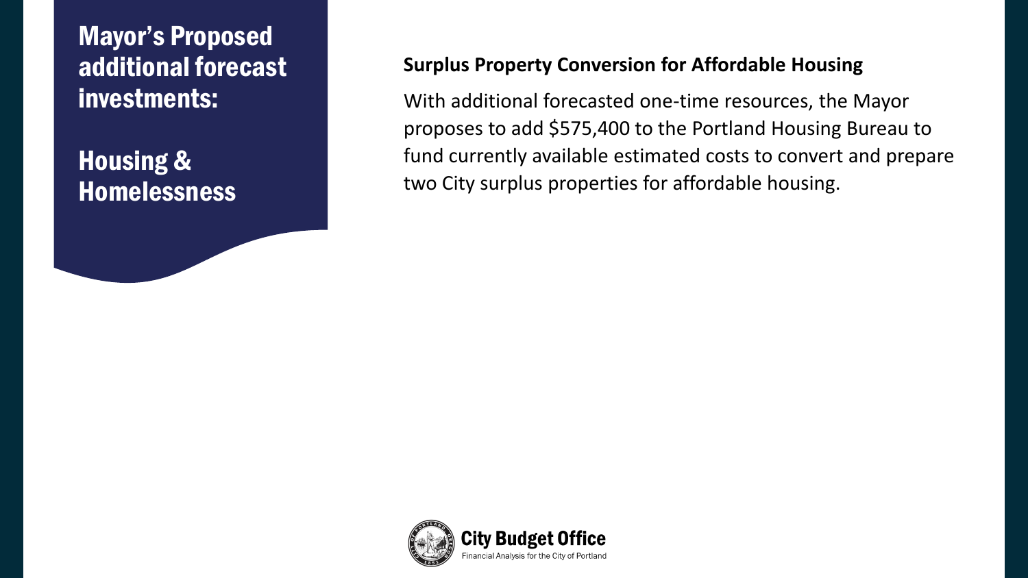# Mayor's Proposed additional forecast investments:

# Housing & Homelessness

**Surplus Property Conversion for Affordable Housing**

With additional forecasted one-time resources, the Mayor proposes to add $575,400 to the Portland Housing Bureau to fund currently available estimated costs to convert and prepare two City surplus properties for affordable housing.

City Budget Office

Financial Analysis for the City of Portland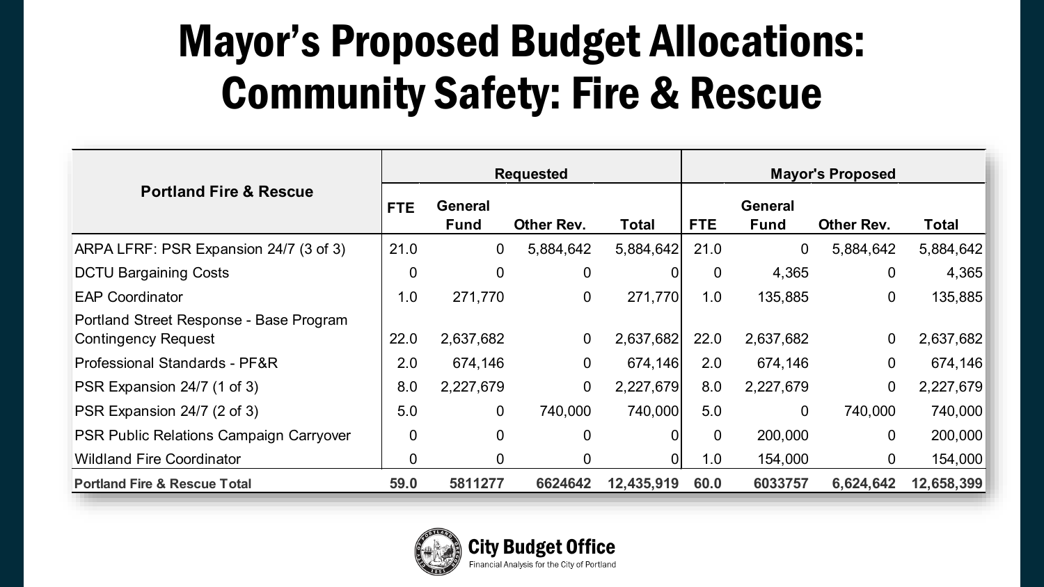# Mayor's Proposed Budget Allocations: Community Safety: Fire & Rescue

| Portland Fire & Rescue | Requested | | | | Mayor's Proposed | | | |
|---|---|---|---|---|---|---|---|---|
| | FTE | General Fund | Other Rev. | Total | FTE | General Fund | Other Rev. | Total |
| ARPA LFRF: PSR Expansion 24/7 (3 of 3) | 21.0 | 0 | 5,884,642 | 5,884,642 | 21.0 | 0 | 5,884,642 | 5,884,642 |
| DCTU Bargaining Costs | 0 | 0 | 0 | 0 | 0 | 4,365 | 0 | 4,365 |
| EAP Coordinator | 1.0 | 271,770 | 0 | 271,770 | 1.0 | 135,885 | 0 | 135,885 |
| Portland Street Response - Base Program Contingency Request | 22.0 | 2,637,682 | 0 | 2,637,682 | 22.0 | 2,637,682 | 0 | 2,637,682 |
| Professional Standards - PF&R | 2.0 | 674,146 | 0 | 674,146 | 2.0 | 674,146 | 0 | 674,146 |
| PSR Expansion 24/7 (1 of 3) | 8.0 | 2,227,679 | 0 | 2,227,679 | 8.0 | 2,227,679 | 0 | 2,227,679 |
| PSR Expansion 24/7 (2 of 3) | 5.0 | 0 | 740,000 | 740,000 | 5.0 | 0 | 740,000 | 740,000 |
| PSR Public Relations Campaign Carryover | 0 | 0 | 0 | 0 | 0 | 200,000 | 0 | 200,000 |
| Wildland Fire Coordinator | 0 | 0 | 0 | 0 | 1.0 | 154,000 | 0 | 154,000 |
| **Portland Fire & Rescue Total** | **59.0** | **5811277** | **6624642** | **12,435,919** | **60.0** | **6033757** | **6,624,642** | **12,658,399** |

City Budget Office

Financial Analysis for the City of Portland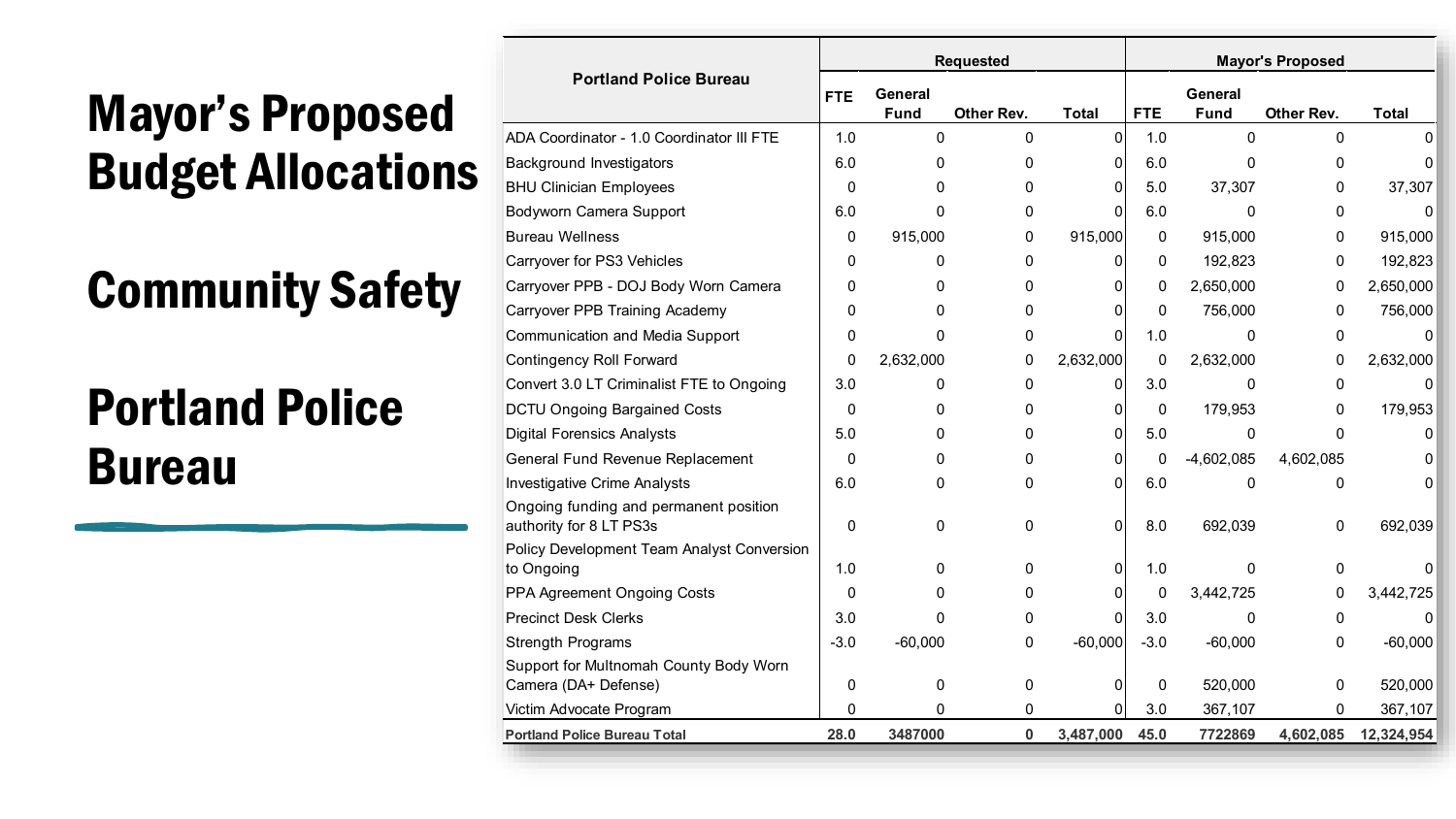# Mayor's Proposed Budget Allocations

# Community Safety

# Portland Police Bureau

| Portland Police Bureau | Requested | | | | Mayor's Proposed | | | |
|---|---|---|---|---|---|---|---|---|
| | FTE | General Fund | Other Rev. | Total | FTE | General Fund | Other Rev. | Total |
| ADA Coordinator - 1.0 Coordinator III FTE | 1.0 | 0 | 0 | 0 | 1.0 | 0 | 0 | 0 |
| Background Investigators | 6.0 | 0 | 0 | 0 | 6.0 | 0 | 0 | 0 |
| BHU Clinician Employees | 0 | 0 | 0 | 0 | 5.0 | 37,307 | 0 | 37,307 |
| Bodyworn Camera Support | 6.0 | 0 | 0 | 0 | 6.0 | 0 | 0 | 0 |
| Bureau Wellness | 0 | 915,000 | 0 | 915,000 | 0 | 915,000 | 0 | 915,000 |
| Carryover for PS3 Vehicles | 0 | 0 | 0 | 0 | 0 | 192,823 | 0 | 192,823 |
| Carryover PPB - DOJ Body Worn Camera | 0 | 0 | 0 | 0 | 0 | 2,650,000 | 0 | 2,650,000 |
| Carryover PPB Training Academy | 0 | 0 | 0 | 0 | 0 | 756,000 | 0 | 756,000 |
| Communication and Media Support | 0 | 0 | 0 | 0 | 1.0 | 0 | 0 | 0 |
| Contingency Roll Forward | 0 | 2,632,000 | 0 | 2,632,000 | 0 | 2,632,000 | 0 | 2,632,000 |
| Convert 3.0 LT Criminalist FTE to Ongoing | 3.0 | 0 | 0 | 0 | 3.0 | 0 | 0 | 0 |
| DCTU Ongoing Bargained Costs | 0 | 0 | 0 | 0 | 0 | 179,953 | 0 | 179,953 |
| Digital Forensics Analysts | 5.0 | 0 | 0 | 0 | 5.0 | 0 | 0 | 0 |
| General Fund Revenue Replacement | 0 | 0 | 0 | 0 | 0 | -4,602,085 | 4,602,085 | 0 |
| Investigative Crime Analysts | 6.0 | 0 | 0 | 0 | 6.0 | 0 | 0 | 0 |
| Ongoing funding and permanent position authority for 8 LT PS3s | 0 | 0 | 0 | 0 | 8.0 | 692,039 | 0 | 692,039 |
| Policy Development Team Analyst Conversion to Ongoing | 1.0 | 0 | 0 | 0 | 1.0 | 0 | 0 | 0 |
| PPA Agreement Ongoing Costs | 0 | 0 | 0 | 0 | 0 | 3,442,725 | 0 | 3,442,725 |
| Precinct Desk Clerks | 3.0 | 0 | 0 | 0 | 3.0 | 0 | 0 | 0 |
| Strength Programs | -3.0 | -60,000 | 0 | -60,000 | -3.0 | -60,000 | 0 | -60,000 |
| Support for Multnomah County Body Worn Camera (DA+ Defense) | 0 | 0 | 0 | 0 | 0 | 520,000 | 0 | 520,000 |
| Victim Advocate Program | 0 | 0 | 0 | 0 | 3.0 | 367,107 | 0 | 367,107 |
| **Portland Police Bureau Total** | **28.0** | **3487000** | **0** | **3,487,000** | **45.0** | **7722869** | **4,602,085** | **12,324,954** |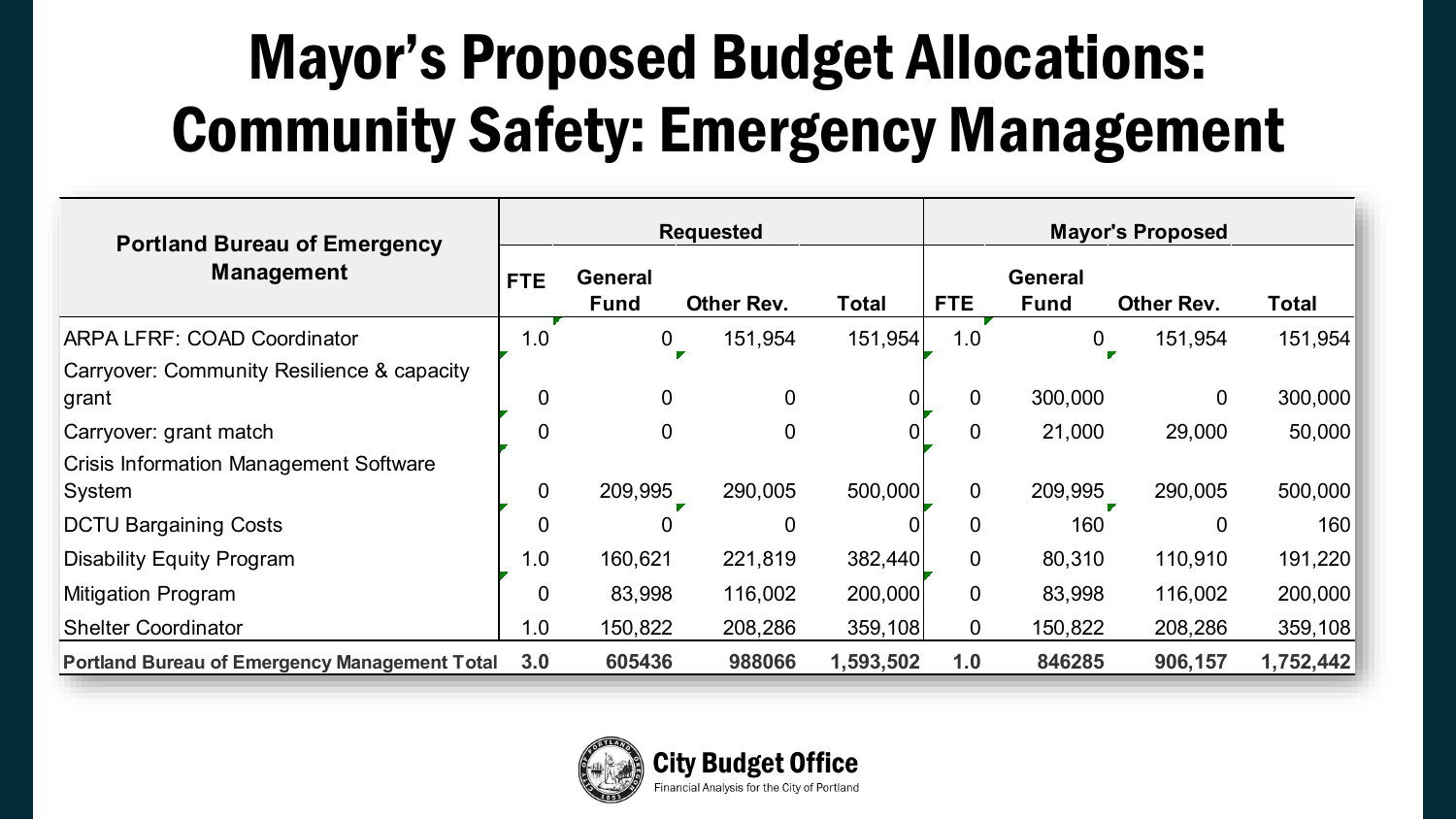# Mayor's Proposed Budget Allocations: Community Safety: Emergency Management

| Portland Bureau of Emergency Management | Requested | | | | Mayor's Proposed | | | |
|---|---|---|---|---|---|---|---|---|
| | FTE | General Fund | Other Rev. | Total | FTE | General Fund | Other Rev. | Total |
| ARPA LFRF: COAD Coordinator | 1.0 | 0 | 151,954 | 151,954 | 1.0 | 0 | 151,954 | 151,954 |
| Carryover: Community Resilience & capacity grant | 0 | 0 | 0 | 0 | 0 | 300,000 | 0 | 300,000 |
| Carryover: grant match | 0 | 0 | 0 | 0 | 0 | 21,000 | 29,000 | 50,000 |
| Crisis Information Management Software System | 0 | 209,995 | 290,005 | 500,000 | 0 | 209,995 | 290,005 | 500,000 |
| DCTU Bargaining Costs | 0 | 0 | 0 | 0 | 0 | 160 | 0 | 160 |
| Disability Equity Program | 1.0 | 160,621 | 221,819 | 382,440 | 0 | 80,310 | 110,910 | 191,220 |
| Mitigation Program | 0 | 83,998 | 116,002 | 200,000 | 0 | 83,998 | 116,002 | 200,000 |
| Shelter Coordinator | 1.0 | 150,822 | 208,286 | 359,108 | 0 | 150,822 | 208,286 | 359,108 |
| **Portland Bureau of Emergency Management Total** | **3.0** | **605436** | **988066** | **1,593,502** | **1.0** | **846285** | **906,157** | **1,752,442** |

City Budget Office
Financial Analysis for the City of Portland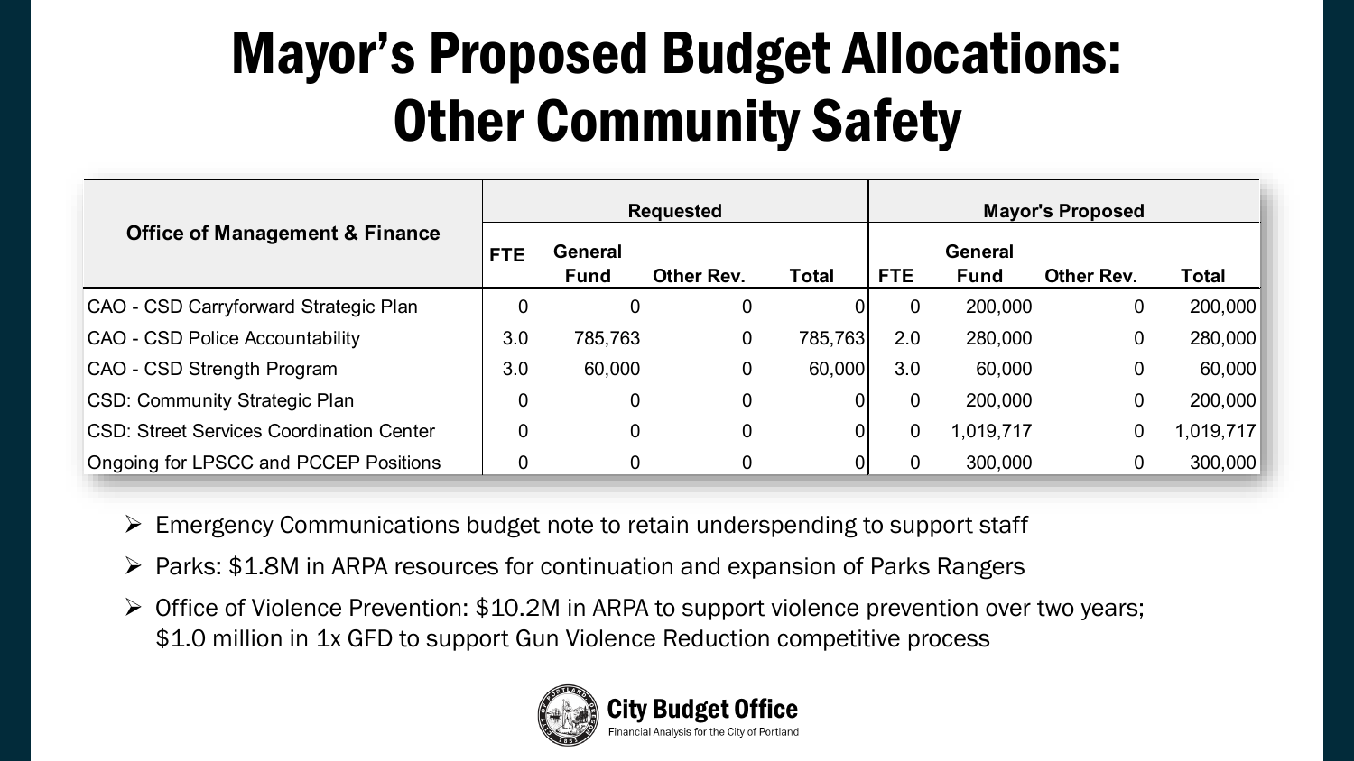# Mayor's Proposed Budget Allocations: Other Community Safety

| Office of Management & Finance | Requested | | | | Mayor's Proposed | | | |
|---|---|---|---|---|---|---|---|---|
| | FTE | General Fund | Other Rev. | Total | FTE | General Fund | Other Rev. | Total |
| CAO - CSD Carryforward Strategic Plan | 0 | 0 | 0 | 0 | 0 | 200,000 | 0 | 200,000 |
| CAO - CSD Police Accountability | 3.0 | 785,763 | 0 | 785,763 | 2.0 | 280,000 | 0 | 280,000 |
| CAO - CSD Strength Program | 3.0 | 60,000 | 0 | 60,000 | 3.0 | 60,000 | 0 | 60,000 |
| CSD: Community Strategic Plan | 0 | 0 | 0 | 0 | 0 | 200,000 | 0 | 200,000 |
| CSD: Street Services Coordination Center | 0 | 0 | 0 | 0 | 0 | 1,019,717 | 0 | 1,019,717 |
| Ongoing for LPSCC and PCCEP Positions | 0 | 0 | 0 | 0 | 0 | 300,000 | 0 | 300,000 |

- Emergency Communications budget note to retain underspending to support staff
- Parks: $1.8M in ARPA resources for continuation and expansion of Parks Rangers
- Office of Violence Prevention: $10.2M in ARPA to support violence prevention over two years; $1.0 million in 1x GFD to support Gun Violence Reduction competitive process

City Budget Office
Financial Analysis for the City of Portland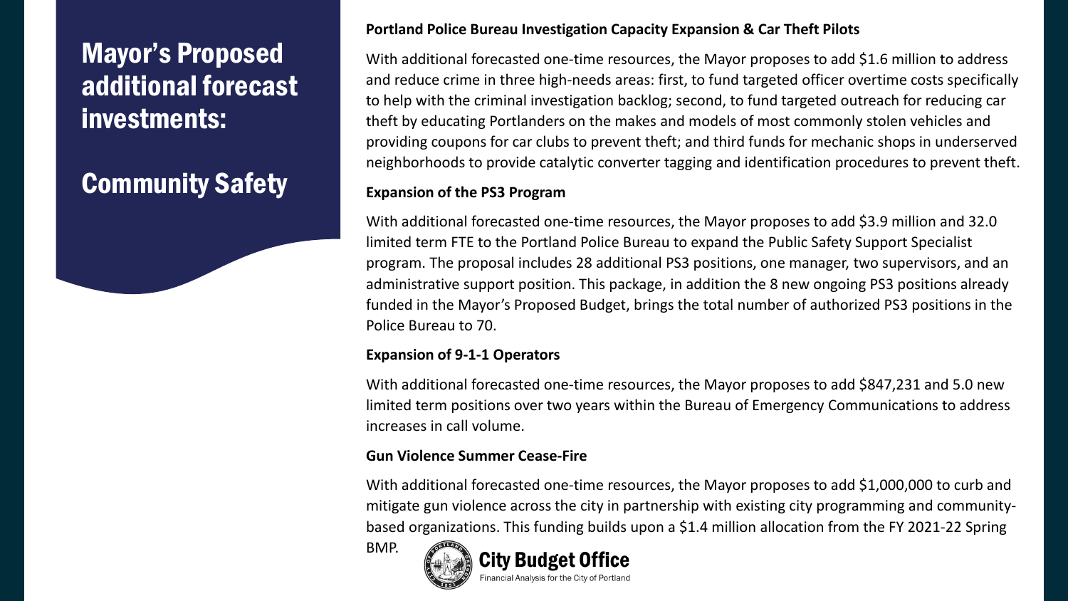# Mayor's Proposed additional forecast investments:

# Community Safety

**Portland Police Bureau Investigation Capacity Expansion & Car Theft Pilots**

With additional forecasted one-time resources, the Mayor proposes to add $1.6 million to address and reduce crime in three high-needs areas: first, to fund targeted officer overtime costs specifically to help with the criminal investigation backlog; second, to fund targeted outreach for reducing car theft by educating Portlanders on the makes and models of most commonly stolen vehicles and providing coupons for car clubs to prevent theft; and third funds for mechanic shops in underserved neighborhoods to provide catalytic converter tagging and identification procedures to prevent theft.

**Expansion of the PS3 Program**

With additional forecasted one-time resources, the Mayor proposes to add $3.9 million and 32.0 limited term FTE to the Portland Police Bureau to expand the Public Safety Support Specialist program. The proposal includes 28 additional PS3 positions, one manager, two supervisors, and an administrative support position. This package, in addition the 8 new ongoing PS3 positions already funded in the Mayor's Proposed Budget, brings the total number of authorized PS3 positions in the Police Bureau to 70.

**Expansion of 9-1-1 Operators**

With additional forecasted one-time resources, the Mayor proposes to add $847,231 and 5.0 new limited term positions over two years within the Bureau of Emergency Communications to address increases in call volume.

**Gun Violence Summer Cease-Fire**

With additional forecasted one-time resources, the Mayor proposes to add $1,000,000 to curb and mitigate gun violence across the city in partnership with existing city programming and community-based organizations. This funding builds upon a $1.4 million allocation from the FY 2021-22 Spring BMP.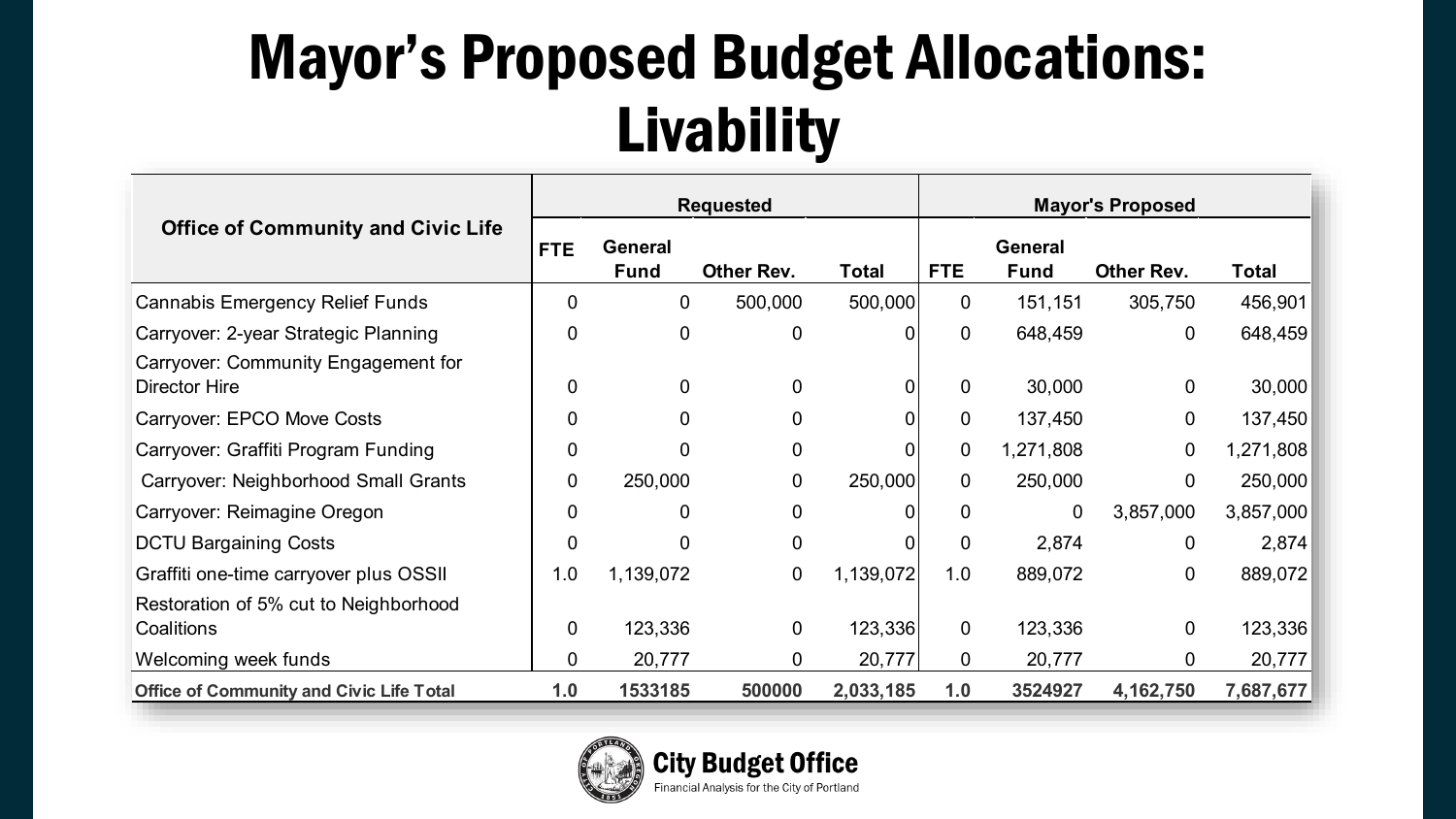# Mayor's Proposed Budget Allocations: Livability

| Office of Community and Civic Life | Requested | | | | Mayor's Proposed | | | |
|---|---|---|---|---|---|---|---|---|
| | FTE | General Fund | Other Rev. | Total | FTE | General Fund | Other Rev. | Total |
| Cannabis Emergency Relief Funds | 0 | 0 | 500,000 | 500,000 | 0 | 151,151 | 305,750 | 456,901 |
| Carryover: 2-year Strategic Planning | 0 | 0 | 0 | 0 | 0 | 648,459 | 0 | 648,459 |
| Carryover: Community Engagement for Director Hire | 0 | 0 | 0 | 0 | 0 | 30,000 | 0 | 30,000 |
| Carryover: EPCO Move Costs | 0 | 0 | 0 | 0 | 0 | 137,450 | 0 | 137,450 |
| Carryover: Graffiti Program Funding | 0 | 0 | 0 | 0 | 0 | 1,271,808 | 0 | 1,271,808 |
| Carryover: Neighborhood Small Grants | 0 | 250,000 | 0 | 250,000 | 0 | 250,000 | 0 | 250,000 |
| Carryover: Reimagine Oregon | 0 | 0 | 0 | 0 | 0 | 0 | 3,857,000 | 3,857,000 |
| DCTU Bargaining Costs | 0 | 0 | 0 | 0 | 0 | 2,874 | 0 | 2,874 |
| Graffiti one-time carryover plus OSSII | 1.0 | 1,139,072 | 0 | 1,139,072 | 1.0 | 889,072 | 0 | 889,072 |
| Restoration of 5% cut to Neighborhood Coalitions | 0 | 123,336 | 0 | 123,336 | 0 | 123,336 | 0 | 123,336 |
| Welcoming week funds | 0 | 20,777 | 0 | 20,777 | 0 | 20,777 | 0 | 20,777 |
| **Office of Community and Civic Life Total** | **1.0** | **1533185** | **500000** | **2,033,185** | **1.0** | **3524927** | **4,162,750** | **7,687,677** |

City Budget Office
Financial Analysis for the City of Portland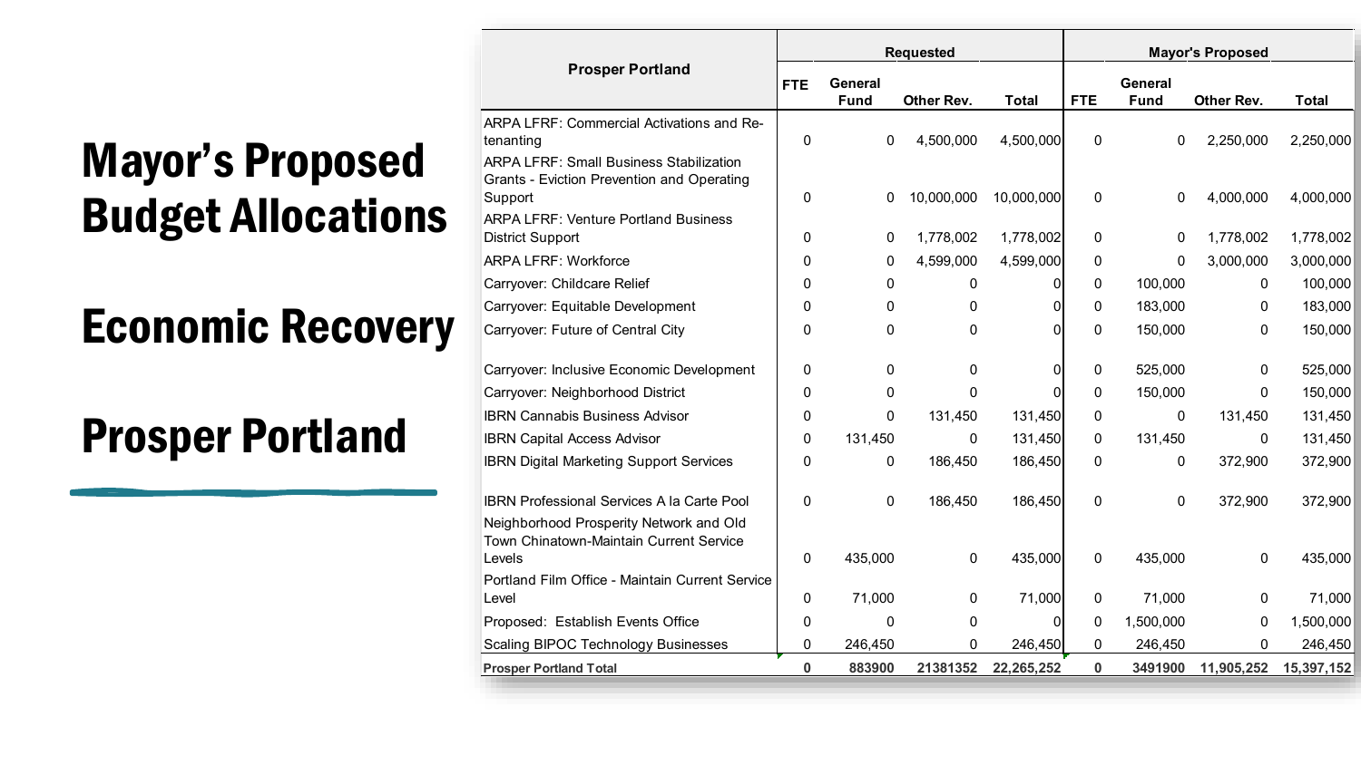# Mayor's Proposed Budget Allocations

# Economic Recovery

# Prosper Portland

| Prosper Portland | Requested | | | | Mayor's Proposed | | | |
|---|---|---|---|---|---|---|---|---|
| | FTE | General Fund | Other Rev. | Total | FTE | General Fund | Other Rev. | Total |
| ARPA LFRF: Commercial Activations and Re-tenanting | 0 | 0 | 4,500,000 | 4,500,000 | 0 | 0 | 2,250,000 | 2,250,000 |
| ARPA LFRF: Small Business Stabilization Grants - Eviction Prevention and Operating Support | 0 | 0 | 10,000,000 | 10,000,000 | 0 | 0 | 4,000,000 | 4,000,000 |
| ARPA LFRF: Venture Portland Business District Support | 0 | 0 | 1,778,002 | 1,778,002 | 0 | 0 | 1,778,002 | 1,778,002 |
| ARPA LFRF: Workforce | 0 | 0 | 4,599,000 | 4,599,000 | 0 | 0 | 3,000,000 | 3,000,000 |
| Carryover: Childcare Relief | 0 | 0 | 0 | 0 | 0 | 100,000 | 0 | 100,000 |
| Carryover: Equitable Development | 0 | 0 | 0 | 0 | 0 | 183,000 | 0 | 183,000 |
| Carryover: Future of Central City | 0 | 0 | 0 | 0 | 0 | 150,000 | 0 | 150,000 |
| Carryover: Inclusive Economic Development | 0 | 0 | 0 | 0 | 0 | 525,000 | 0 | 525,000 |
| Carryover: Neighborhood District | 0 | 0 | 0 | 0 | 0 | 150,000 | 0 | 150,000 |
| IBRN Cannabis Business Advisor | 0 | 0 | 131,450 | 131,450 | 0 | 0 | 131,450 | 131,450 |
| IBRN Capital Access Advisor | 0 | 131,450 | 0 | 131,450 | 0 | 131,450 | 0 | 131,450 |
| IBRN Digital Marketing Support Services | 0 | 0 | 186,450 | 186,450 | 0 | 0 | 372,900 | 372,900 |
| IBRN Professional Services A la Carte Pool | 0 | 0 | 186,450 | 186,450 | 0 | 0 | 372,900 | 372,900 |
| Neighborhood Prosperity Network and Old Town Chinatown-Maintain Current Service Levels | 0 | 435,000 | 0 | 435,000 | 0 | 435,000 | 0 | 435,000 |
| Portland Film Office - Maintain Current Service Level | 0 | 71,000 | 0 | 71,000 | 0 | 71,000 | 0 | 71,000 |
| Proposed: Establish Events Office | 0 | 0 | 0 | 0 | 0 | 1,500,000 | 0 | 1,500,000 |
| Scaling BIPOC Technology Businesses | 0 | 246,450 | 0 | 246,450 | 0 | 246,450 | 0 | 246,450 |
| **Prosper Portland Total** | **0** | **883900** | **21381352** | **22,265,252** | **0** | **3491900** | **11,905,252** | **15,397,152** |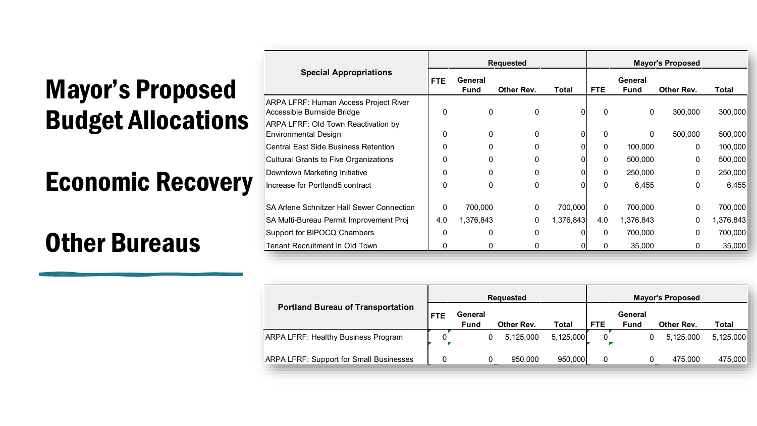# Mayor's Proposed Budget Allocations

# Economic Recovery

# Other Bureaus

| Special Appropriations | Requested | | | | Mayor's Proposed | | | |
|---|---|---|---|---|---|---|---|---|
| | FTE | General Fund | Other Rev. | Total | FTE | General Fund | Other Rev. | Total |
| ARPA LFRF: Human Access Project River Accessible Burnside Bridge | 0 | 0 | 0 | 0 | 0 | 0 | 300,000 | 300,000 |
| ARPA LFRF: Old Town Reactivation by Environmental Design | 0 | 0 | 0 | 0 | 0 | 0 | 500,000 | 500,000 |
| Central East Side Business Retention | 0 | 0 | 0 | 0 | 0 | 100,000 | 0 | 100,000 |
| Cultural Grants to Five Organizations | 0 | 0 | 0 | 0 | 0 | 500,000 | 0 | 500,000 |
| Downtown Marketing Initiative | 0 | 0 | 0 | 0 | 0 | 250,000 | 0 | 250,000 |
| Increase for Portland5 contract | 0 | 0 | 0 | 0 | 0 | 6,455 | 0 | 6,455 |
| SA Arlene Schnitzer Hall Sewer Connection | 0 | 700,000 | 0 | 700,000 | 0 | 700,000 | 0 | 700,000 |
| SA Multi-Bureau Permit Improvement Proj | 4.0 | 1,376,843 | 0 | 1,376,843 | 4.0 | 1,376,843 | 0 | 1,376,843 |
| Support for BIPOCQ Chambers | 0 | 0 | 0 | 0 | 0 | 700,000 | 0 | 700,000 |
| Tenant Recruitment in Old Town | 0 | 0 | 0 | 0 | 0 | 35,000 | 0 | 35,000 |

| Portland Bureau of Transportation | Requested | | | | Mayor's Proposed | | | |
|---|---|---|---|---|---|---|---|---|
| | FTE | General Fund | Other Rev. | Total | FTE | General Fund | Other Rev. | Total |
| ARPA LFRF: Healthy Business Program | 0 | 0 | 5,125,000 | 5,125,000 | 0 | 0 | 5,125,000 | 5,125,000 |
| ARPA LFRF: Support for Small Businesses | 0 | 0 | 950,000 | 950,000 | 0 | 0 | 475,000 | 475,000 |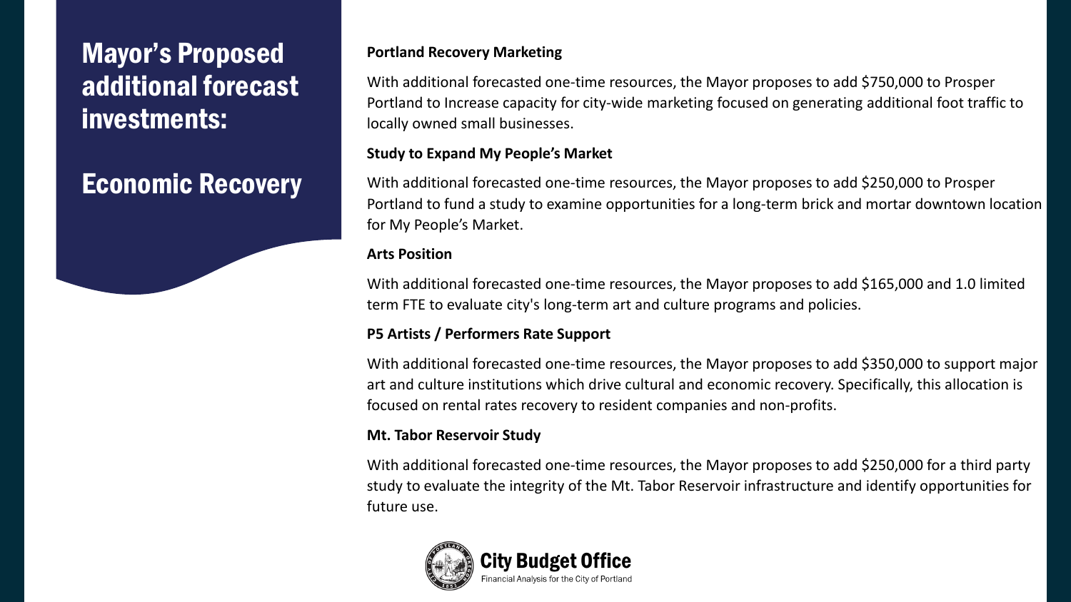# Mayor's Proposed additional forecast investments:

# Economic Recovery

**Portland Recovery Marketing**

With additional forecasted one-time resources, the Mayor proposes to add $750,000 to Prosper Portland to Increase capacity for city-wide marketing focused on generating additional foot traffic to locally owned small businesses.

**Study to Expand My People's Market**

With additional forecasted one-time resources, the Mayor proposes to add $250,000 to Prosper Portland to fund a study to examine opportunities for a long-term brick and mortar downtown location for My People's Market.

**Arts Position**

With additional forecasted one-time resources, the Mayor proposes to add $165,000 and 1.0 limited term FTE to evaluate city's long-term art and culture programs and policies.

**P5 Artists / Performers Rate Support**

With additional forecasted one-time resources, the Mayor proposes to add $350,000 to support major art and culture institutions which drive cultural and economic recovery. Specifically, this allocation is focused on rental rates recovery to resident companies and non-profits.

**Mt. Tabor Reservoir Study**

With additional forecasted one-time resources, the Mayor proposes to add $250,000 for a third party study to evaluate the integrity of the Mt. Tabor Reservoir infrastructure and identify opportunities for future use.

City Budget Office
Financial Analysis for the City of Portland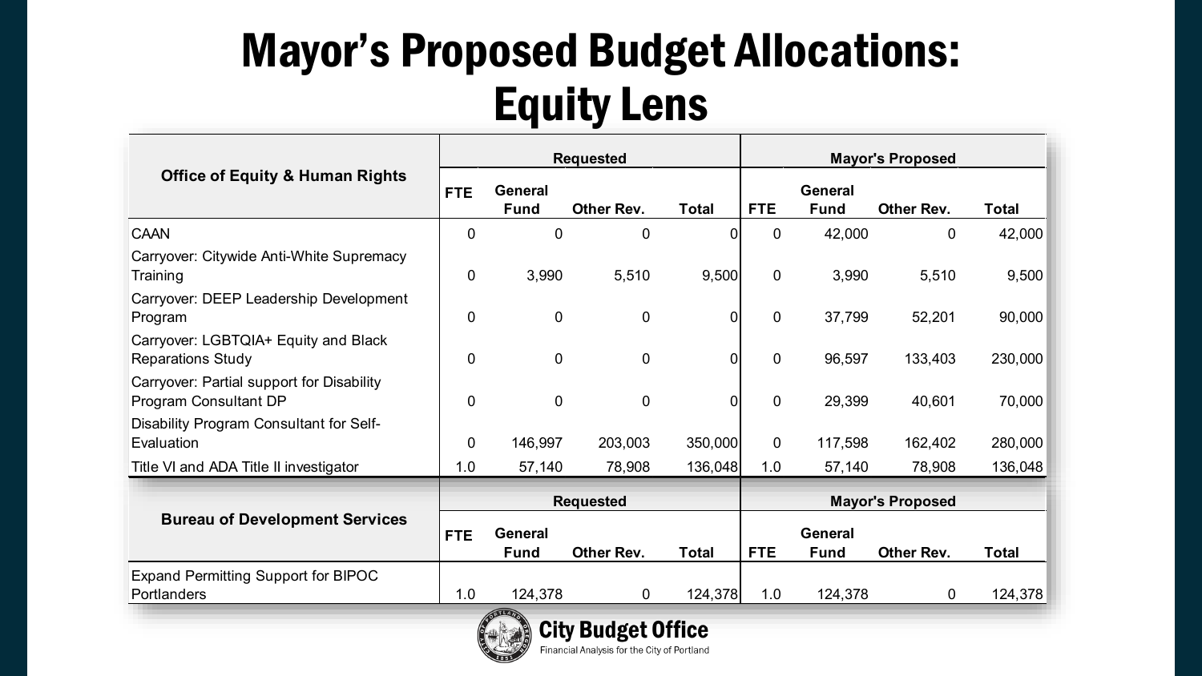# Mayor's Proposed Budget Allocations: Equity Lens

| Office of Equity & Human Rights | Requested | | | | Mayor's Proposed | | | |
|---|---|---|---|---|---|---|---|---|
| | FTE | General Fund | Other Rev. | Total | FTE | General Fund | Other Rev. | Total |
| CAAN | 0 | 0 | 0 | 0 | 0 | 42,000 | 0 | 42,000 |
| Carryover: Citywide Anti-White Supremacy Training | 0 | 3,990 | 5,510 | 9,500 | 0 | 3,990 | 5,510 | 9,500 |
| Carryover: DEEP Leadership Development Program | 0 | 0 | 0 | 0 | 0 | 37,799 | 52,201 | 90,000 |
| Carryover: LGBTQIA+ Equity and Black Reparations Study | 0 | 0 | 0 | 0 | 0 | 96,597 | 133,403 | 230,000 |
| Carryover: Partial support for Disability Program Consultant DP | 0 | 0 | 0 | 0 | 0 | 29,399 | 40,601 | 70,000 |
| Disability Program Consultant for Self-Evaluation | 0 | 146,997 | 203,003 | 350,000 | 0 | 117,598 | 162,402 | 280,000 |
| Title VI and ADA Title II investigator | 1.0 | 57,140 | 78,908 | 136,048 | 1.0 | 57,140 | 78,908 | 136,048 |

| Bureau of Development Services | Requested | | | | Mayor's Proposed | | | |
|---|---|---|---|---|---|---|---|---|
| | FTE | General Fund | Other Rev. | Total | FTE | General Fund | Other Rev. | Total |
| Expand Permitting Support for BIPOC Portlanders | 1.0 | 124,378 | 0 | 124,378 | 1.0 | 124,378 | 0 | 124,378 |

**City Budget Office**
Financial Analysis for the City of Portland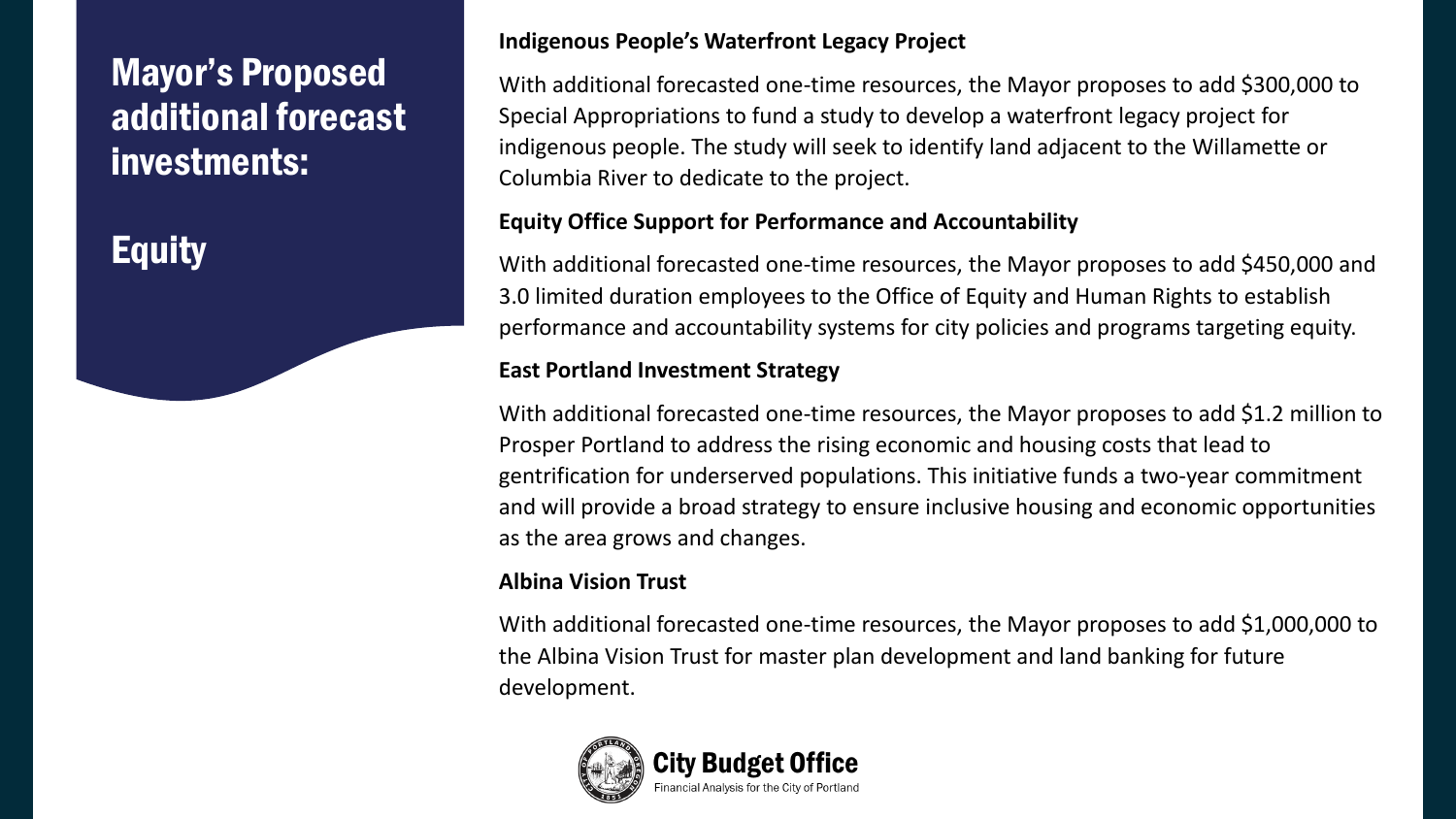# Mayor's Proposed additional forecast investments:

## Equity

**Indigenous People's Waterfront Legacy Project**

With additional forecasted one-time resources, the Mayor proposes to add $300,000 to Special Appropriations to fund a study to develop a waterfront legacy project for indigenous people. The study will seek to identify land adjacent to the Willamette or Columbia River to dedicate to the project.

**Equity Office Support for Performance and Accountability**

With additional forecasted one-time resources, the Mayor proposes to add $450,000 and 3.0 limited duration employees to the Office of Equity and Human Rights to establish performance and accountability systems for city policies and programs targeting equity.

**East Portland Investment Strategy**

With additional forecasted one-time resources, the Mayor proposes to add $1.2 million to Prosper Portland to address the rising economic and housing costs that lead to gentrification for underserved populations. This initiative funds a two-year commitment and will provide a broad strategy to ensure inclusive housing and economic opportunities as the area grows and changes.

**Albina Vision Trust**

With additional forecasted one-time resources, the Mayor proposes to add $1,000,000 to the Albina Vision Trust for master plan development and land banking for future development.

City Budget Office
Financial Analysis for the City of Portland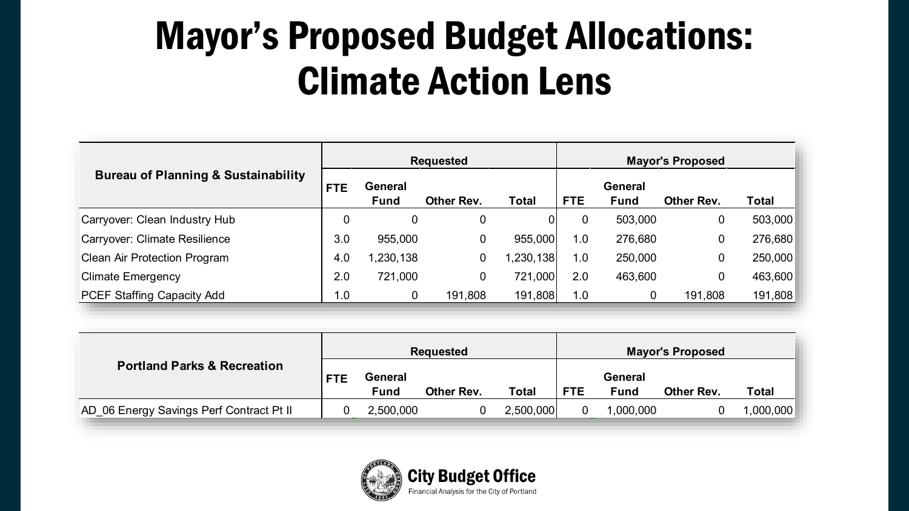# Mayor's Proposed Budget Allocations: Climate Action Lens

| Bureau of Planning & Sustainability | Requested | | | | Mayor's Proposed | | | |
|---|---|---|---|---|---|---|---|---|
| | FTE | General Fund | Other Rev. | Total | FTE | General Fund | Other Rev. | Total |
| Carryover: Clean Industry Hub | 0 | 0 | 0 | 0 | 0 | 503,000 | 0 | 503,000 |
| Carryover: Climate Resilience | 3.0 | 955,000 | 0 | 955,000 | 1.0 | 276,680 | 0 | 276,680 |
| Clean Air Protection Program | 4.0 | 1,230,138 | 0 | 1,230,138 | 1.0 | 250,000 | 0 | 250,000 |
| Climate Emergency | 2.0 | 721,000 | 0 | 721,000 | 2.0 | 463,600 | 0 | 463,600 |
| PCEF Staffing Capacity Add | 1.0 | 0 | 191,808 | 191,808 | 1.0 | 0 | 191,808 | 191,808 |

| Portland Parks & Recreation | Requested | | | | Mayor's Proposed | | | |
|---|---|---|---|---|---|---|---|---|
| | FTE | General Fund | Other Rev. | Total | FTE | General Fund | Other Rev. | Total |
| AD_06 Energy Savings Perf Contract Pt II | 0 | 2,500,000 | 0 | 2,500,000 | 0 | 1,000,000 | 0 | 1,000,000 |

City Budget Office
Financial Analysis for the City of Portland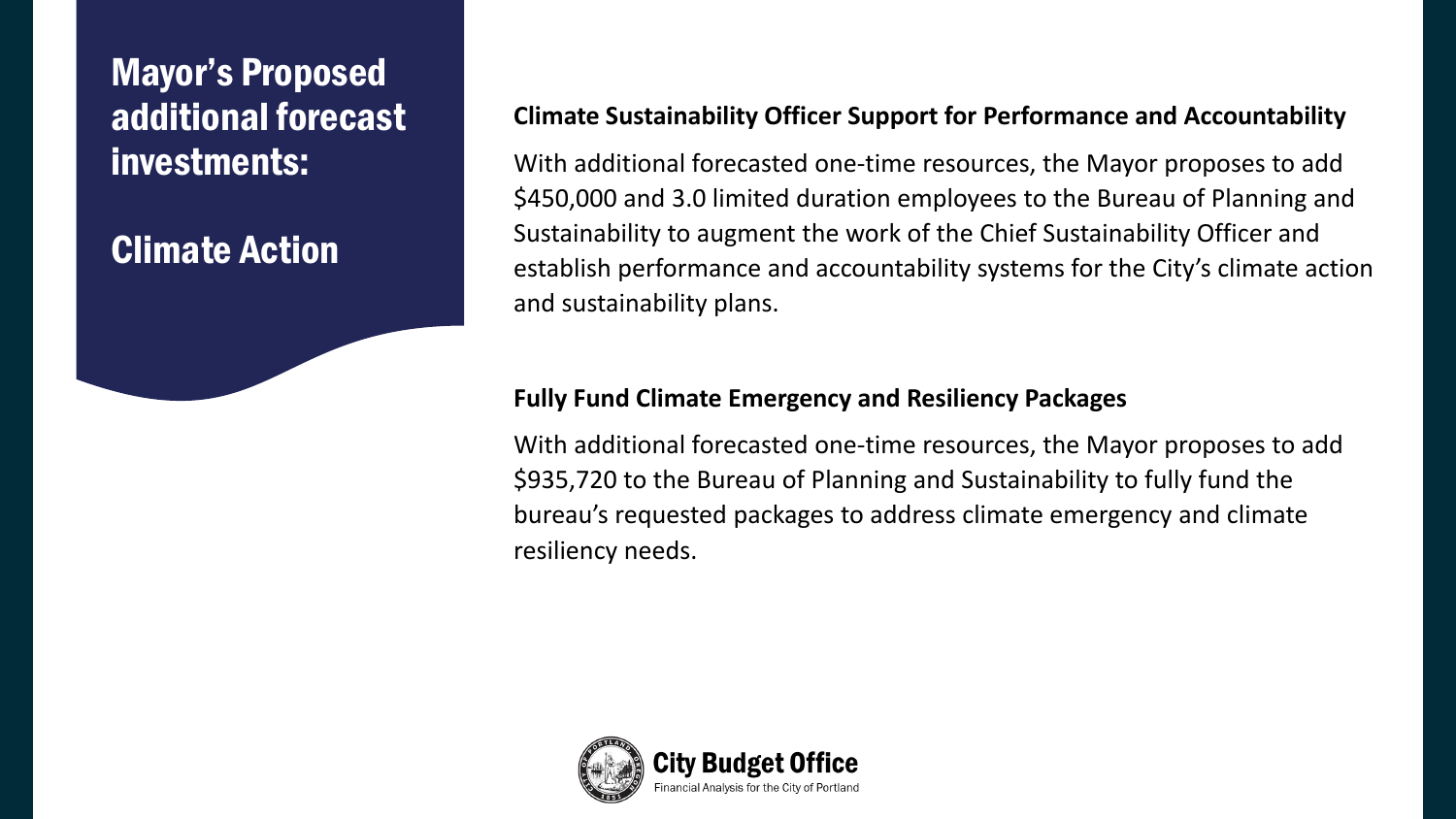# Mayor's Proposed additional forecast investments:

# Climate Action

**Climate Sustainability Officer Support for Performance and Accountability**

With additional forecasted one-time resources, the Mayor proposes to add $450,000 and 3.0 limited duration employees to the Bureau of Planning and Sustainability to augment the work of the Chief Sustainability Officer and establish performance and accountability systems for the City's climate action and sustainability plans.

**Fully Fund Climate Emergency and Resiliency Packages**

With additional forecasted one-time resources, the Mayor proposes to add $935,720 to the Bureau of Planning and Sustainability to fully fund the bureau's requested packages to address climate emergency and climate resiliency needs.

City Budget Office
Financial Analysis for the City of Portland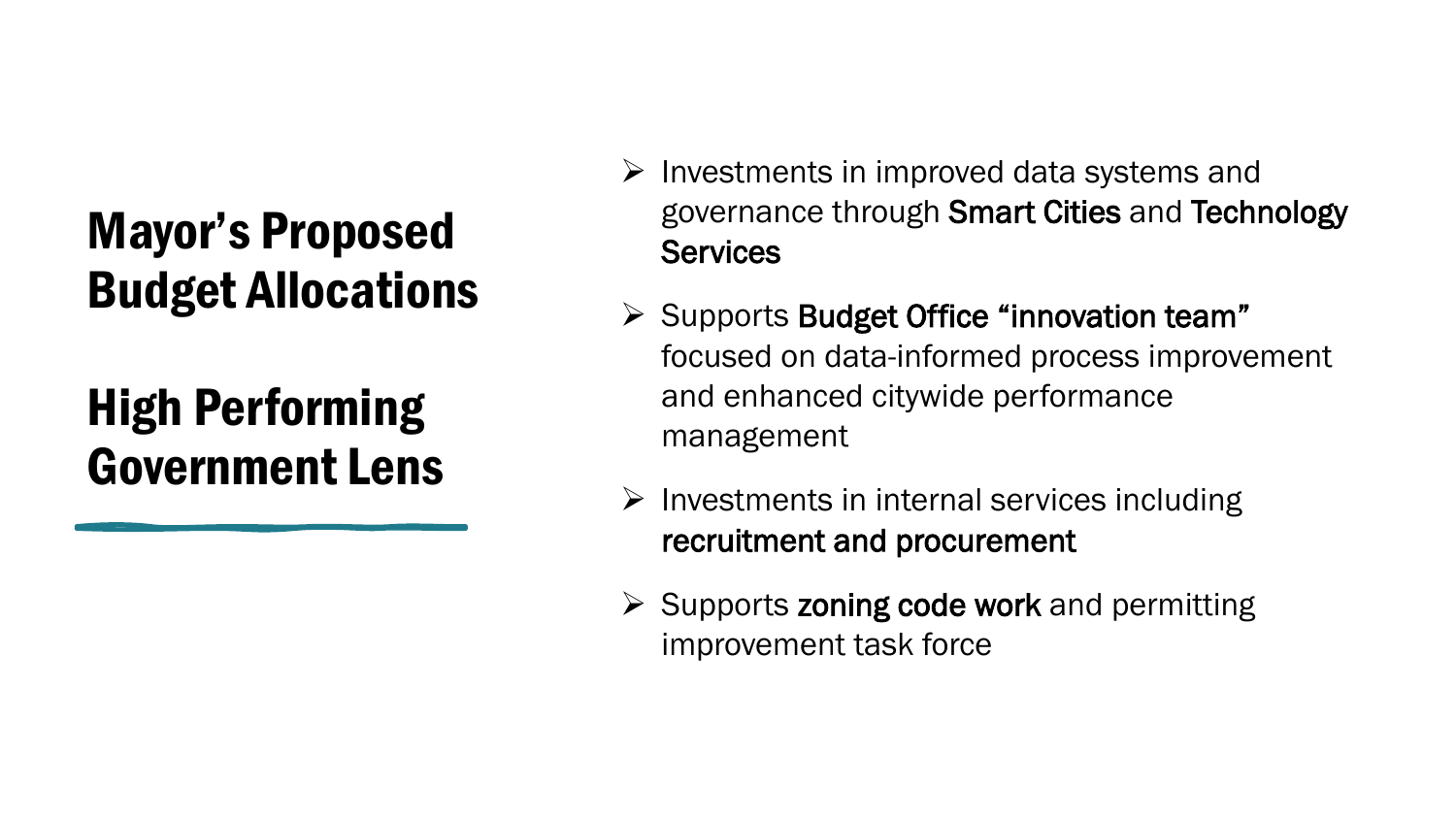# Mayor's Proposed Budget Allocations

## High Performing Government Lens

- Investments in improved data systems and governance through **Smart Cities** and **Technology Services**
- Supports **Budget Office "innovation team"** focused on data-informed process improvement and enhanced citywide performance management
- Investments in internal services including **recruitment and procurement**
- Supports **zoning code work** and permitting improvement task force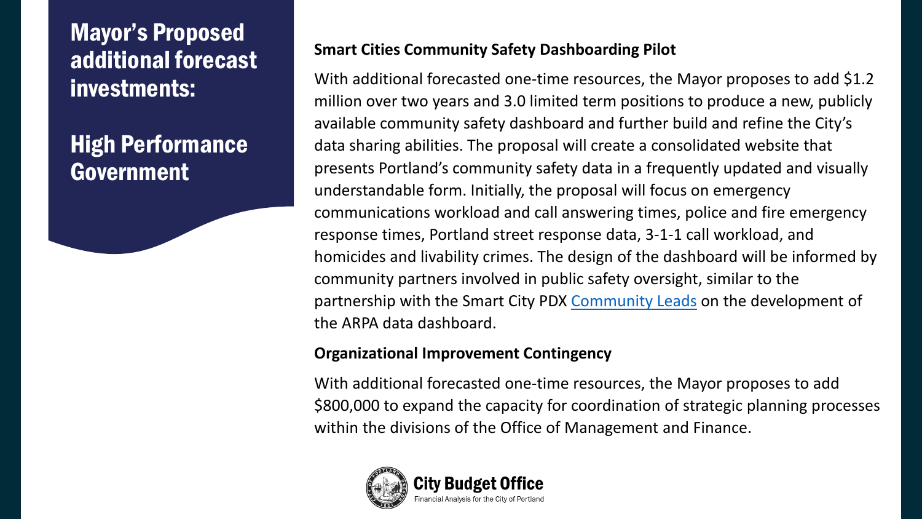# Mayor's Proposed additional forecast investments:

# High Performance Government

**Smart Cities Community Safety Dashboarding Pilot**

With additional forecasted one-time resources, the Mayor proposes to add $1.2 million over two years and 3.0 limited term positions to produce a new, publicly available community safety dashboard and further build and refine the City's data sharing abilities. The proposal will create a consolidated website that presents Portland's community safety data in a frequently updated and visually understandable form. Initially, the proposal will focus on emergency communications workload and call answering times, police and fire emergency response times, Portland street response data, 3-1-1 call workload, and homicides and livability crimes. The design of the dashboard will be informed by community partners involved in public safety oversight, similar to the partnership with the Smart City PDX Community Leads on the development of the ARPA data dashboard.

**Organizational Improvement Contingency**

With additional forecasted one-time resources, the Mayor proposes to add $800,000 to expand the capacity for coordination of strategic planning processes within the divisions of the Office of Management and Finance.

City Budget Office
Financial Analysis for the City of Portland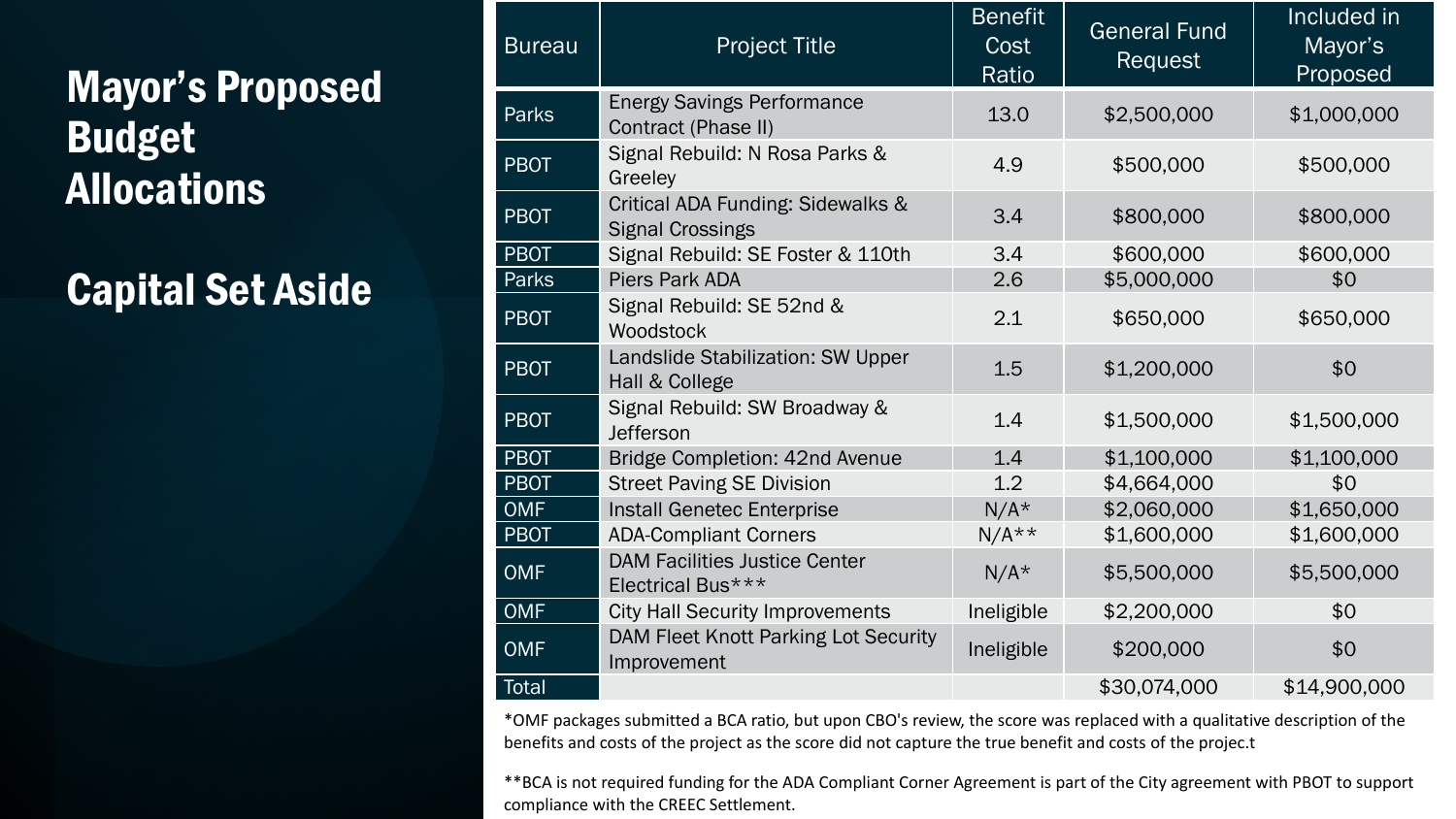# Mayor's Proposed Budget Allocations

# Capital Set Aside

| Bureau | Project Title | Benefit Cost Ratio | General Fund Request | Included in Mayor's Proposed |
|---|---|---|---|---|
| Parks | Energy Savings Performance Contract (Phase II) | 13.0 | $2,500,000 | $1,000,000 |
| PBOT | Signal Rebuild: N Rosa Parks & Greeley | 4.9 | $500,000 | $500,000 |
| PBOT | Critical ADA Funding: Sidewalks & Signal Crossings | 3.4 | $800,000 | $800,000 |
| PBOT | Signal Rebuild: SE Foster & 110th | 3.4 | $600,000 | $600,000 |
| Parks | Piers Park ADA | 2.6 | $5,000,000 | $0 |
| PBOT | Signal Rebuild: SE 52nd & Woodstock | 2.1 | $650,000 | $650,000 |
| PBOT | Landslide Stabilization: SW Upper Hall & College | 1.5 | $1,200,000 | $0 |
| PBOT | Signal Rebuild: SW Broadway & Jefferson | 1.4 | $1,500,000 | $1,500,000 |
| PBOT | Bridge Completion: 42nd Avenue | 1.4 | $1,100,000 | $1,100,000 |
| PBOT | Street Paving SE Division | 1.2 | $4,664,000 | $0 |
| OMF | Install Genetec Enterprise | N/A* | $2,060,000 | $1,650,000 |
| PBOT | ADA-Compliant Corners | N/A** | $1,600,000 | $1,600,000 |
| OMF | DAM Facilities Justice Center Electrical Bus*** | N/A* | $5,500,000 | $5,500,000 |
| OMF | City Hall Security Improvements | Ineligible | $2,200,000 | $0 |
| OMF | DAM Fleet Knott Parking Lot Security Improvement | Ineligible | $200,000 | $0 |
| Total | | | $30,074,000 | $14,900,000 |

*OMF packages submitted a BCA ratio, but upon CBO's review, the score was replaced with a qualitative description of the benefits and costs of the project as the score did not capture the true benefit and costs of the projec.t

**BCA is not required funding for the ADA Compliant Corner Agreement is part of the City agreement with PBOT to support compliance with the CREEC Settlement.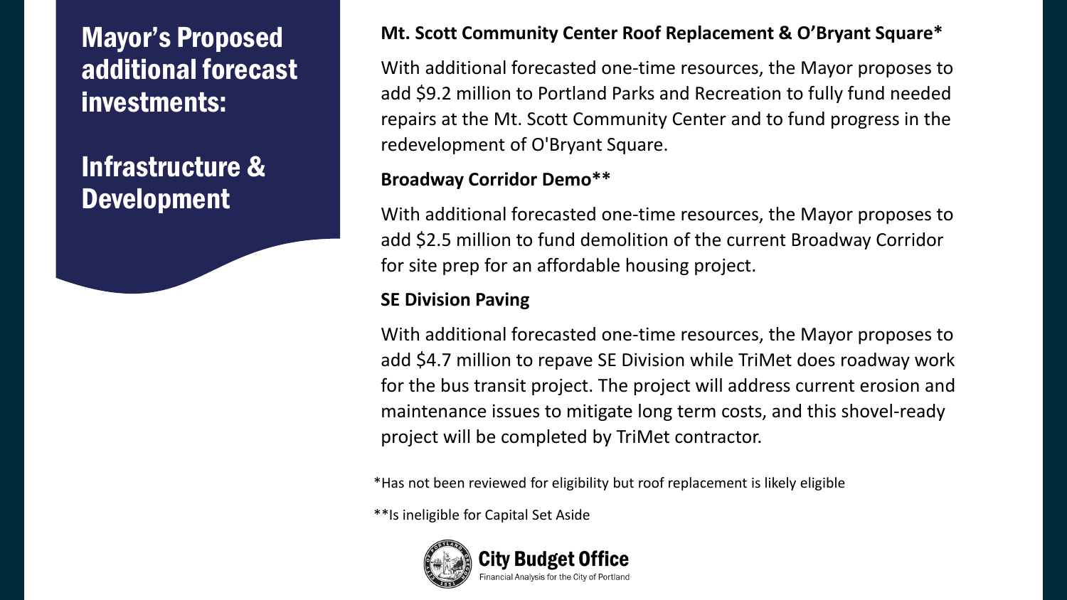# Mayor's Proposed additional forecast investments:

## Infrastructure & Development

**Mt. Scott Community Center Roof Replacement & O'Bryant Square***

With additional forecasted one-time resources, the Mayor proposes to add $9.2 million to Portland Parks and Recreation to fully fund needed repairs at the Mt. Scott Community Center and to fund progress in the redevelopment of O'Bryant Square.

**Broadway Corridor Demo****

With additional forecasted one-time resources, the Mayor proposes to add $2.5 million to fund demolition of the current Broadway Corridor for site prep for an affordable housing project.

**SE Division Paving**

With additional forecasted one-time resources, the Mayor proposes to add $4.7 million to repave SE Division while TriMet does roadway work for the bus transit project. The project will address current erosion and maintenance issues to mitigate long term costs, and this shovel-ready project will be completed by TriMet contractor.

*Has not been reviewed for eligibility but roof replacement is likely eligible

**Is ineligible for Capital Set Aside

City Budget Office
Financial Analysis for the City of Portland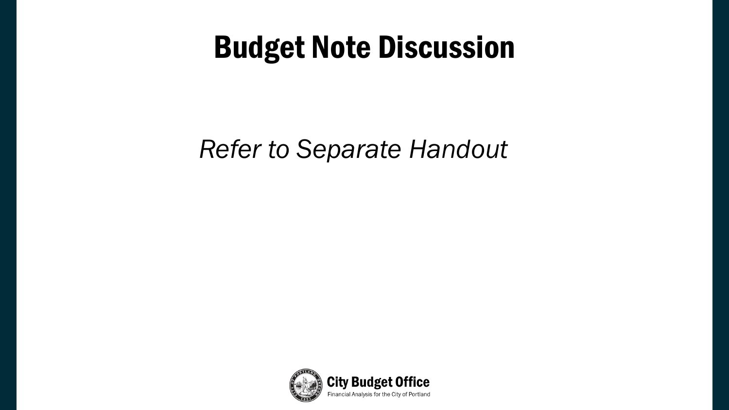# Budget Note Discussion

*Refer to Separate Handout*

City Budget Office
Financial Analysis for the City of Portland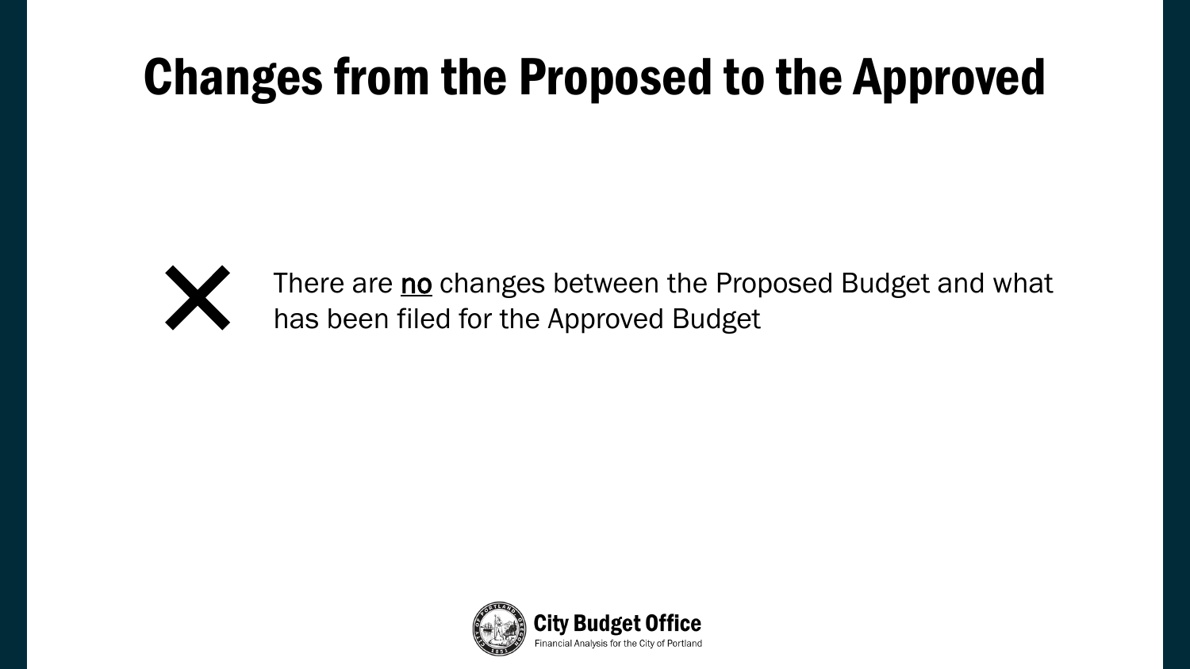# Changes from the Proposed to the Approved

✕ There are <u>no</u> changes between the Proposed Budget and what has been filed for the Approved Budget

**City Budget Office**
Financial Analysis for the City of Portland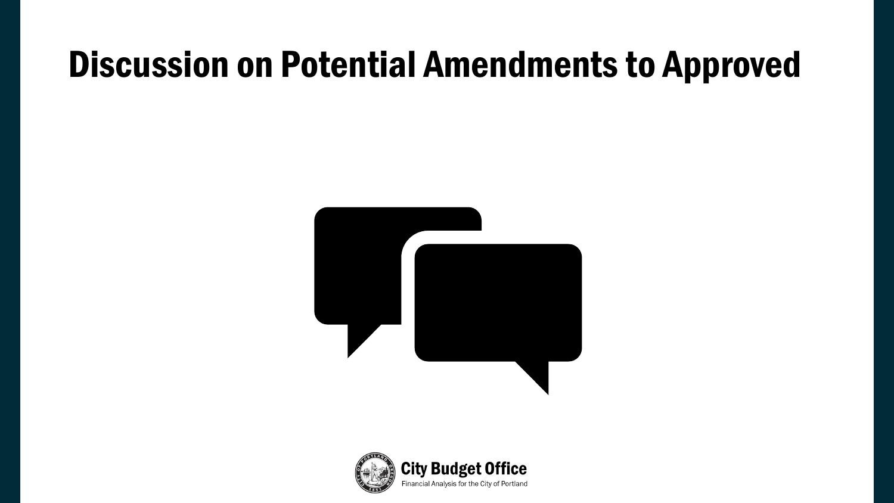# Discussion on Potential Amendments to Approved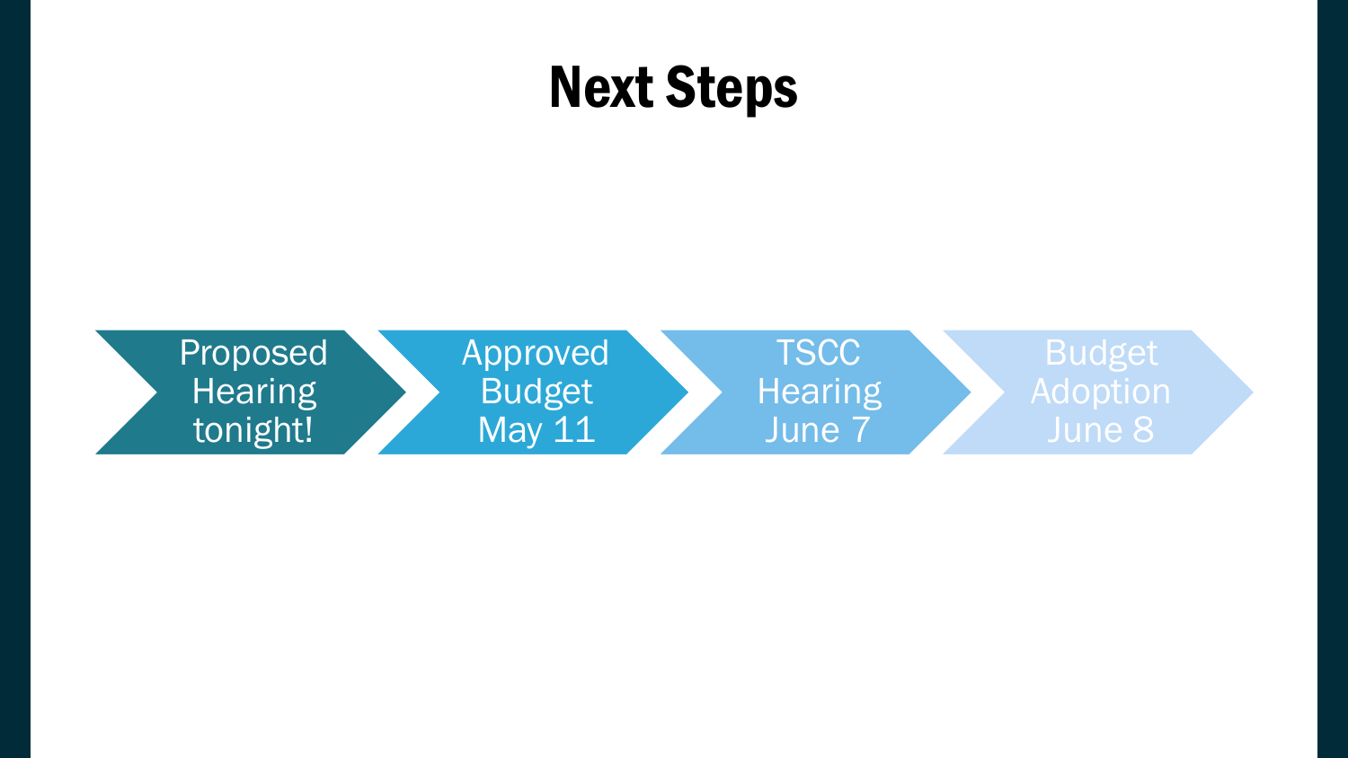# Next Steps

Proposed Hearing tonight!

Approved Budget May 11

TSCC Hearing June 7

Budget Adoption June 8